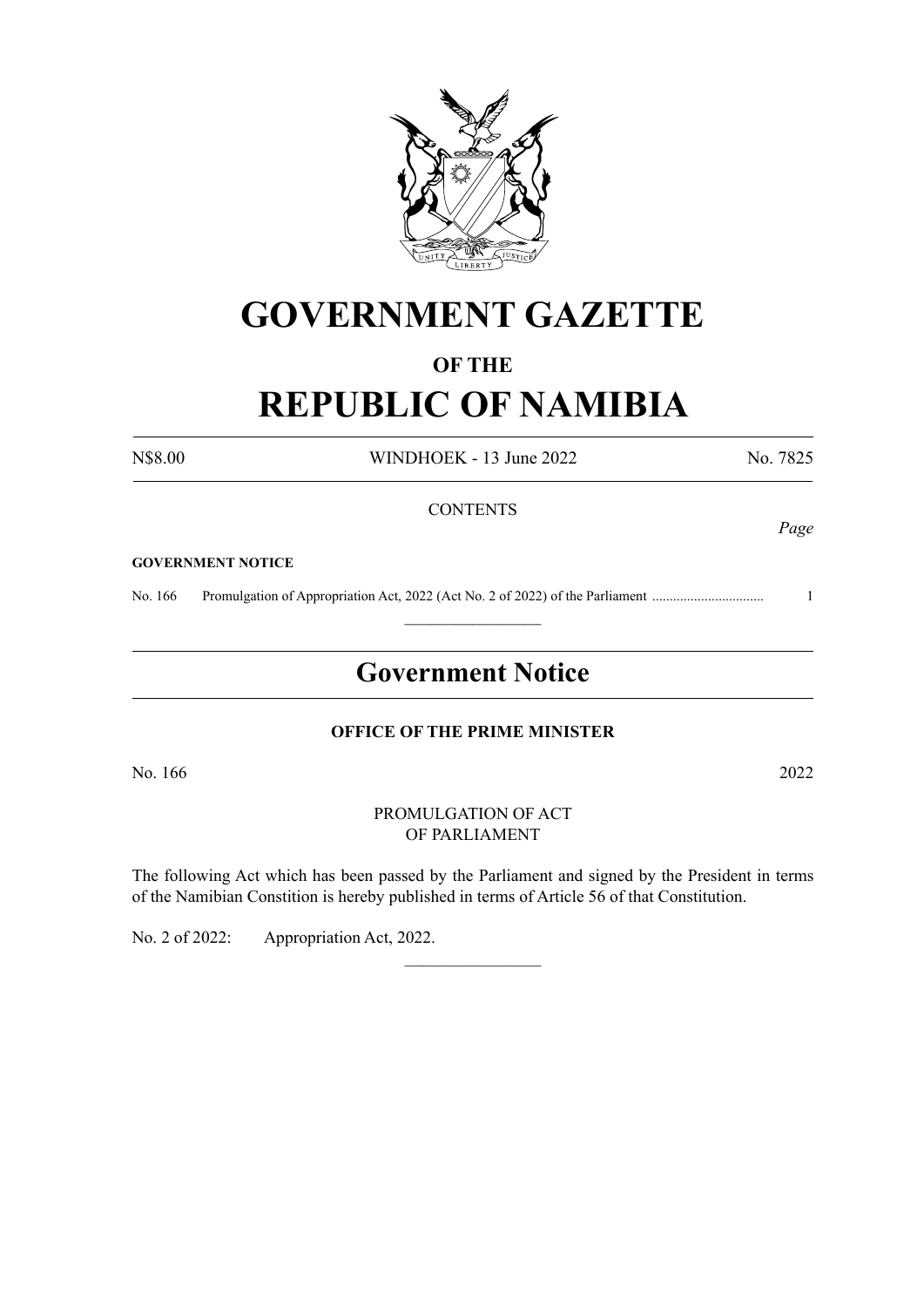# GOVERNMENT GAZETTE

## OF THE

# REPUBLIC OF NAMIBIA

N$8.00 WINDHOEK - 13 June 2022 No. 7825

CONTENTS

*Page*

**GOVERNMENT NOTICE**

No. 166 Promulgation of Appropriation Act, 2022 (Act No. 2 of 2022) of the Parliament ................................ 1

---

## Government Notice

**OFFICE OF THE PRIME MINISTER**

No. 166 2022

PROMULGATION OF ACT
OF PARLIAMENT

The following Act which has been passed by the Parliament and signed by the President in terms of the Namibian Constition is hereby published in terms of Article 56 of that Constitution.

No. 2 of 2022: Appropriation Act, 2022.

---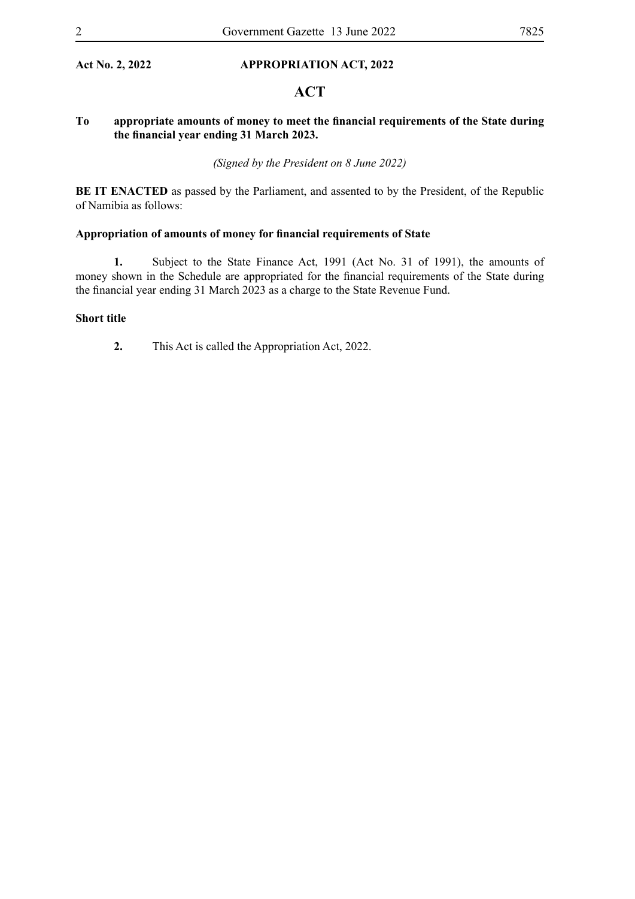**Act No. 2, 2022 APPROPRIATION ACT, 2022**

# ACT

**To appropriate amounts of money to meet the financial requirements of the State during the financial year ending 31 March 2023.**

*(Signed by the President on 8 June 2022)*

**BE IT ENACTED** as passed by the Parliament, and assented to by the President, of the Republic of Namibia as follows:

**Appropriation of amounts of money for financial requirements of State**

**1.** Subject to the State Finance Act, 1991 (Act No. 31 of 1991), the amounts of money shown in the Schedule are appropriated for the financial requirements of the State during the financial year ending 31 March 2023 as a charge to the State Revenue Fund.

**Short title**

**2.** This Act is called the Appropriation Act, 2022.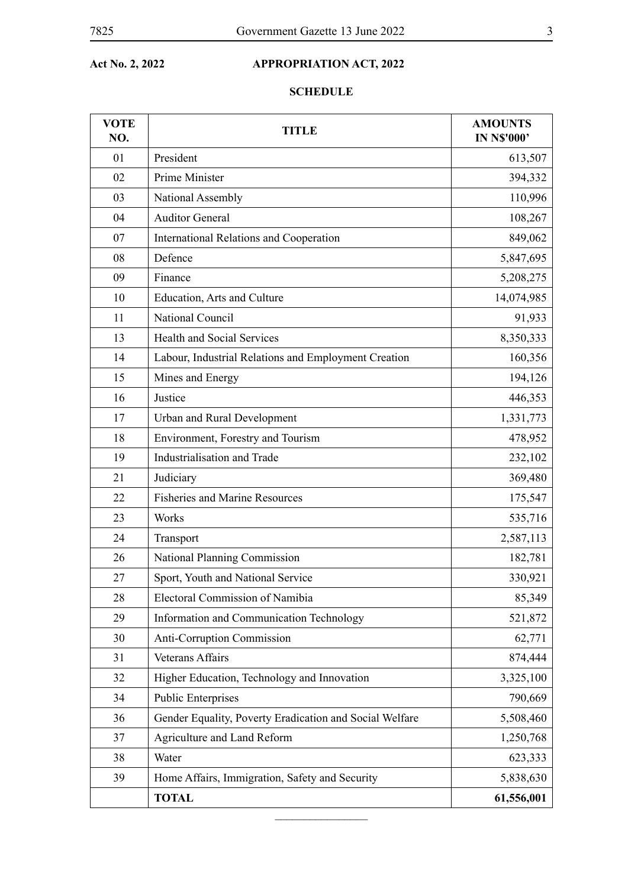**Act No. 2, 2022** **APPROPRIATION ACT, 2022**

## SCHEDULE

| VOTE NO. | TITLE | AMOUNTS IN N$'000' |
|---|---|---:|
| 01 | President | 613,507 |
| 02 | Prime Minister | 394,332 |
| 03 | National Assembly | 110,996 |
| 04 | Auditor General | 108,267 |
| 07 | International Relations and Cooperation | 849,062 |
| 08 | Defence | 5,847,695 |
| 09 | Finance | 5,208,275 |
| 10 | Education, Arts and Culture | 14,074,985 |
| 11 | National Council | 91,933 |
| 13 | Health and Social Services | 8,350,333 |
| 14 | Labour, Industrial Relations and Employment Creation | 160,356 |
| 15 | Mines and Energy | 194,126 |
| 16 | Justice | 446,353 |
| 17 | Urban and Rural Development | 1,331,773 |
| 18 | Environment, Forestry and Tourism | 478,952 |
| 19 | Industrialisation and Trade | 232,102 |
| 21 | Judiciary | 369,480 |
| 22 | Fisheries and Marine Resources | 175,547 |
| 23 | Works | 535,716 |
| 24 | Transport | 2,587,113 |
| 26 | National Planning Commission | 182,781 |
| 27 | Sport, Youth and National Service | 330,921 |
| 28 | Electoral Commission of Namibia | 85,349 |
| 29 | Information and Communication Technology | 521,872 |
| 30 | Anti-Corruption Commission | 62,771 |
| 31 | Veterans Affairs | 874,444 |
| 32 | Higher Education, Technology and Innovation | 3,325,100 |
| 34 | Public Enterprises | 790,669 |
| 36 | Gender Equality, Poverty Eradication and Social Welfare | 5,508,460 |
| 37 | Agriculture and Land Reform | 1,250,768 |
| 38 | Water | 623,333 |
| 39 | Home Affairs, Immigration, Safety and Security | 5,838,630 |
| | **TOTAL** | **61,556,001** |